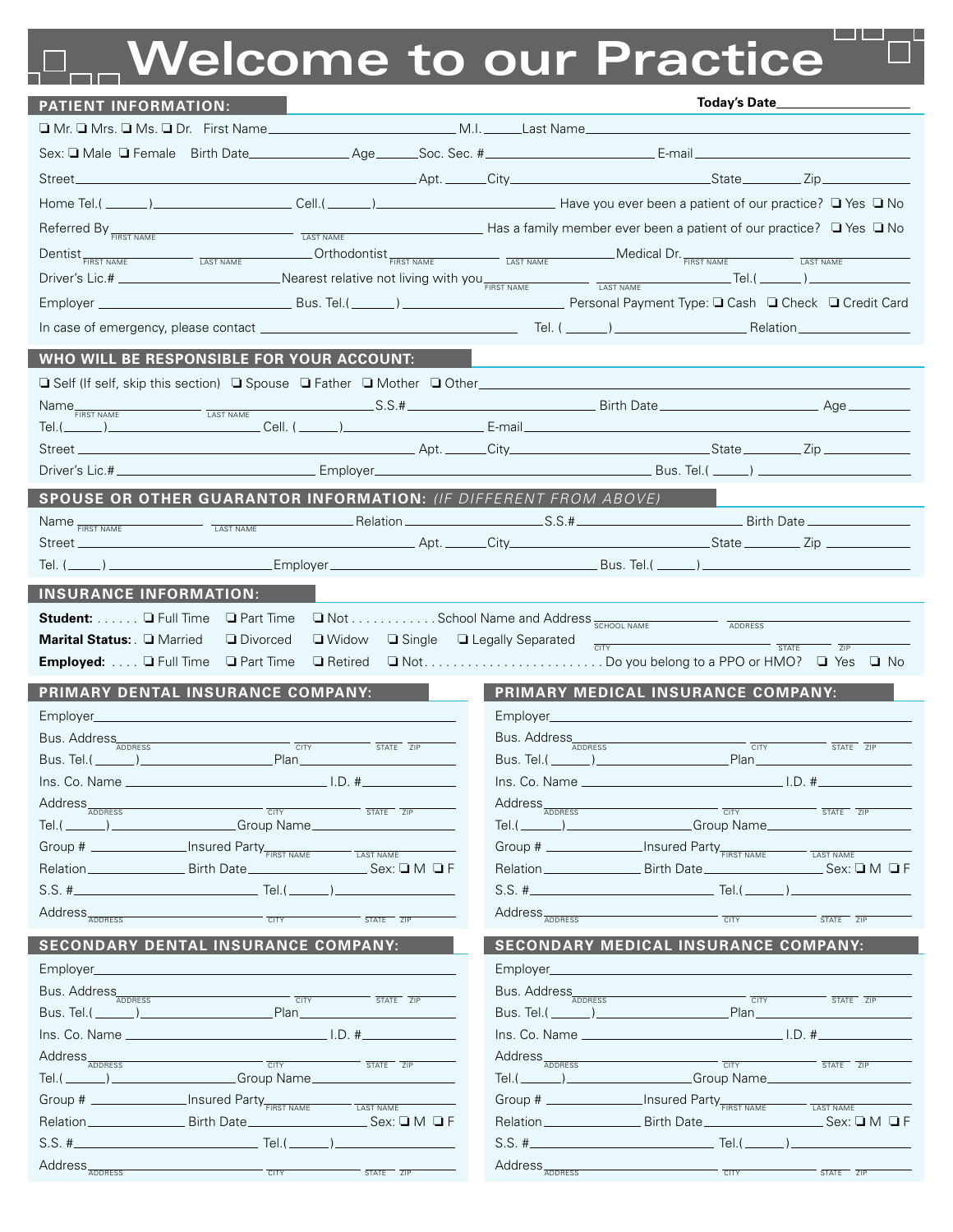# Welcome to our Practice

## PATIENT INFORMATION:

**Today's Date**\_\_\_\_\_\_\_\_\_\_\_\_\_\_\_\_

❑ Mr. ❑ Mrs. ❑ Ms. ❑ Dr. First Name\_\_\_\_\_\_\_\_\_\_\_\_\_\_\_\_ M.I.\_\_\_\_\_ Last Name\_\_\_\_\_\_\_\_\_\_\_\_\_\_\_\_

Sex: ❑ Male ❑ Female Birth Date\_\_\_\_\_\_\_\_\_\_ Age\_\_\_\_\_ Soc. Sec. #\_\_\_\_\_\_\_\_\_\_\_\_\_\_ E-mail\_\_\_\_\_\_\_\_\_\_\_\_\_\_\_\_

Street\_\_\_\_\_\_\_\_\_\_\_\_\_\_\_\_\_\_\_\_ Apt. \_\_\_\_\_ City\_\_\_\_\_\_\_\_\_\_\_\_\_\_\_\_ State\_\_\_\_\_\_\_ Zip\_\_\_\_\_\_\_

Home Tel.( \_\_\_\_\_ )\_\_\_\_\_\_\_\_\_\_\_\_ Cell.( \_\_\_\_\_ )\_\_\_\_\_\_\_\_\_\_\_\_ Have you ever been a patient of our practice? ❑ Yes ❑ No

Referred By\_\_\_\_\_\_\_\_\_\_\_\_ (FIRST NAME) \_\_\_\_\_\_\_\_\_\_\_\_ (LAST NAME) Has a family member ever been a patient of our practice? ❑ Yes ❑ No

Dentist\_\_\_\_\_\_\_\_\_\_ (FIRST NAME) \_\_\_\_\_\_\_\_\_\_ (LAST NAME) Orthodontist\_\_\_\_\_\_\_\_\_\_ (FIRST NAME) \_\_\_\_\_\_\_\_\_\_ (LAST NAME) Medical Dr.\_\_\_\_\_\_\_\_\_\_ (FIRST NAME) \_\_\_\_\_\_\_\_\_\_ (LAST NAME)

Driver's Lic.# \_\_\_\_\_\_\_\_\_\_\_\_\_\_ Nearest relative not living with you\_\_\_\_\_\_\_\_\_\_ (FIRST NAME) \_\_\_\_\_\_\_\_\_\_ (LAST NAME) Tel.( \_\_\_\_\_ )\_\_\_\_\_\_\_\_\_\_

Employer \_\_\_\_\_\_\_\_\_\_\_\_\_\_\_\_ Bus. Tel.( \_\_\_\_\_ )\_\_\_\_\_\_\_\_\_\_\_\_ Personal Payment Type: ❑ Cash ❑ Check ❑ Credit Card

In case of emergency, please contact \_\_\_\_\_\_\_\_\_\_\_\_\_\_\_\_\_\_\_\_ Tel. ( \_\_\_\_\_ )\_\_\_\_\_\_\_\_\_\_\_\_ Relation\_\_\_\_\_\_\_\_\_\_

## WHO WILL BE RESPONSIBLE FOR YOUR ACCOUNT:

❑ Self (If self, skip this section) ❑ Spouse ❑ Father ❑ Mother ❑ Other\_\_\_\_\_\_\_\_\_\_\_\_\_\_\_\_\_\_\_\_

Name\_\_\_\_\_\_\_\_\_\_ (FIRST NAME) \_\_\_\_\_\_\_\_\_\_ (LAST NAME) S.S.#\_\_\_\_\_\_\_\_\_\_\_\_\_\_ Birth Date\_\_\_\_\_\_\_\_\_\_\_\_ Age\_\_\_\_\_\_

Tel.( \_\_\_\_\_ )\_\_\_\_\_\_\_\_\_\_\_\_ Cell. ( \_\_\_\_\_ )\_\_\_\_\_\_\_\_\_\_\_\_ E-mail\_\_\_\_\_\_\_\_\_\_\_\_\_\_\_\_\_\_\_\_

Street \_\_\_\_\_\_\_\_\_\_\_\_\_\_\_\_\_\_\_\_ Apt. \_\_\_\_\_ City\_\_\_\_\_\_\_\_\_\_\_\_\_\_\_\_ State\_\_\_\_\_\_\_ Zip\_\_\_\_\_\_\_

Driver's Lic.#\_\_\_\_\_\_\_\_\_\_\_\_\_\_ Employer\_\_\_\_\_\_\_\_\_\_\_\_\_\_\_\_\_\_\_\_ Bus. Tel.( \_\_\_\_\_ ) \_\_\_\_\_\_\_\_\_\_\_\_

## SPOUSE OR OTHER GUARANTOR INFORMATION: *(IF DIFFERENT FROM ABOVE)*

Name \_\_\_\_\_\_\_\_\_\_ (FIRST NAME) \_\_\_\_\_\_\_\_\_\_ (LAST NAME) Relation\_\_\_\_\_\_\_\_\_\_\_\_ S.S.#\_\_\_\_\_\_\_\_\_\_\_\_\_\_ Birth Date\_\_\_\_\_\_\_\_\_\_\_\_

Street \_\_\_\_\_\_\_\_\_\_\_\_\_\_\_\_\_\_\_\_ Apt. \_\_\_\_\_ City\_\_\_\_\_\_\_\_\_\_\_\_\_\_\_\_ State\_\_\_\_\_\_\_ Zip\_\_\_\_\_\_\_

Tel. ( \_\_\_\_\_ ) \_\_\_\_\_\_\_\_\_\_\_\_ Employer\_\_\_\_\_\_\_\_\_\_\_\_\_\_\_\_\_\_\_\_ Bus. Tel.( \_\_\_\_\_ )\_\_\_\_\_\_\_\_\_\_\_\_

## INSURANCE INFORMATION:

**Student:** . . . . . . ❑ Full Time ❑ Part Time ❑ Not . . . . . . . . . . . . School Name and Address\_\_\_\_\_\_\_\_\_\_ (SCHOOL NAME) \_\_\_\_\_\_\_\_\_\_ (ADDRESS)

**Marital Status:** . ❑ Married ❑ Divorced ❑ Widow ❑ Single ❑ Legally Separated \_\_\_\_\_\_\_\_\_\_ (CITY) \_\_\_\_\_ (STATE) \_\_\_\_\_ (ZIP)

**Employed:** . . . . ❑ Full Time ❑ Part Time ❑ Retired ❑ Not. . . . . . . . . . . . . . . . . . . . . . . . . Do you belong to a PPO or HMO? ❑ Yes ❑ No

## PRIMARY DENTAL INSURANCE COMPANY:

Employer\_\_\_\_\_\_\_\_\_\_\_\_\_\_\_\_\_\_\_\_

Bus. Address\_\_\_\_\_\_\_\_\_\_ (ADDRESS) \_\_\_\_\_\_\_ (CITY) \_\_\_\_\_ (STATE) \_\_\_\_\_ (ZIP)

Bus. Tel.( \_\_\_\_\_ )\_\_\_\_\_\_\_\_\_\_ Plan\_\_\_\_\_\_\_\_\_\_

Ins. Co. Name \_\_\_\_\_\_\_\_\_\_\_\_\_\_ I.D. #\_\_\_\_\_\_\_\_\_\_

Address\_\_\_\_\_\_\_\_\_\_ (ADDRESS) \_\_\_\_\_\_\_ (CITY) \_\_\_\_\_ (STATE) \_\_\_\_\_ (ZIP)

Tel.( \_\_\_\_\_ )\_\_\_\_\_\_\_\_\_\_ Group Name\_\_\_\_\_\_\_\_\_\_

Group # \_\_\_\_\_\_\_\_\_\_ Insured Party\_\_\_\_\_\_\_\_\_\_ (FIRST NAME) \_\_\_\_\_\_\_\_\_\_ (LAST NAME)

Relation\_\_\_\_\_\_\_\_\_\_ Birth Date\_\_\_\_\_\_\_\_\_\_ Sex: ❑ M ❑ F

S.S. #\_\_\_\_\_\_\_\_\_\_\_\_\_\_ Tel.( \_\_\_\_\_ )\_\_\_\_\_\_\_\_\_\_

Address\_\_\_\_\_\_\_\_\_\_ (ADDRESS) \_\_\_\_\_\_\_ (CITY) \_\_\_\_\_ (STATE) \_\_\_\_\_ (ZIP)

## PRIMARY MEDICAL INSURANCE COMPANY:

Employer\_\_\_\_\_\_\_\_\_\_\_\_\_\_\_\_\_\_\_\_

Bus. Address\_\_\_\_\_\_\_\_\_\_ (ADDRESS) \_\_\_\_\_\_\_ (CITY) \_\_\_\_\_ (STATE) \_\_\_\_\_ (ZIP)

Bus. Tel.( \_\_\_\_\_ )\_\_\_\_\_\_\_\_\_\_ Plan\_\_\_\_\_\_\_\_\_\_

Ins. Co. Name \_\_\_\_\_\_\_\_\_\_\_\_\_\_ I.D. #\_\_\_\_\_\_\_\_\_\_

Address\_\_\_\_\_\_\_\_\_\_ (ADDRESS) \_\_\_\_\_\_\_ (CITY) \_\_\_\_\_ (STATE) \_\_\_\_\_ (ZIP)

Tel.( \_\_\_\_\_ )\_\_\_\_\_\_\_\_\_\_ Group Name\_\_\_\_\_\_\_\_\_\_

Group # \_\_\_\_\_\_\_\_\_\_ Insured Party\_\_\_\_\_\_\_\_\_\_ (FIRST NAME) \_\_\_\_\_\_\_\_\_\_ (LAST NAME)

Relation\_\_\_\_\_\_\_\_\_\_ Birth Date\_\_\_\_\_\_\_\_\_\_ Sex: ❑ M ❑ F

S.S. #\_\_\_\_\_\_\_\_\_\_\_\_\_\_ Tel.( \_\_\_\_\_ )\_\_\_\_\_\_\_\_\_\_

Address\_\_\_\_\_\_\_\_\_\_ (ADDRESS) \_\_\_\_\_\_\_ (CITY) \_\_\_\_\_ (STATE) \_\_\_\_\_ (ZIP)

## SECONDARY DENTAL INSURANCE COMPANY:

Employer\_\_\_\_\_\_\_\_\_\_\_\_\_\_\_\_\_\_\_\_

Bus. Address\_\_\_\_\_\_\_\_\_\_ (ADDRESS) \_\_\_\_\_\_\_ (CITY) \_\_\_\_\_ (STATE) \_\_\_\_\_ (ZIP)

Bus. Tel.( \_\_\_\_\_ )\_\_\_\_\_\_\_\_\_\_ Plan\_\_\_\_\_\_\_\_\_\_

Ins. Co. Name \_\_\_\_\_\_\_\_\_\_\_\_\_\_ I.D. #\_\_\_\_\_\_\_\_\_\_

Address\_\_\_\_\_\_\_\_\_\_ (ADDRESS) \_\_\_\_\_\_\_ (CITY) \_\_\_\_\_ (STATE) \_\_\_\_\_ (ZIP)

Tel.( \_\_\_\_\_ )\_\_\_\_\_\_\_\_\_\_ Group Name\_\_\_\_\_\_\_\_\_\_

Group # \_\_\_\_\_\_\_\_\_\_ Insured Party\_\_\_\_\_\_\_\_\_\_ (FIRST NAME) \_\_\_\_\_\_\_\_\_\_ (LAST NAME)

Relation\_\_\_\_\_\_\_\_\_\_ Birth Date\_\_\_\_\_\_\_\_\_\_ Sex: ❑ M ❑ F

S.S. #\_\_\_\_\_\_\_\_\_\_\_\_\_\_ Tel.( \_\_\_\_\_ )\_\_\_\_\_\_\_\_\_\_

Address\_\_\_\_\_\_\_\_\_\_ (ADDRESS) \_\_\_\_\_\_\_ (CITY) \_\_\_\_\_ (STATE) \_\_\_\_\_ (ZIP)

## SECONDARY MEDICAL INSURANCE COMPANY:

Employer\_\_\_\_\_\_\_\_\_\_\_\_\_\_\_\_\_\_\_\_

Bus. Address\_\_\_\_\_\_\_\_\_\_ (ADDRESS) \_\_\_\_\_\_\_ (CITY) \_\_\_\_\_ (STATE) \_\_\_\_\_ (ZIP)

Bus. Tel.( \_\_\_\_\_ )\_\_\_\_\_\_\_\_\_\_ Plan\_\_\_\_\_\_\_\_\_\_

Ins. Co. Name \_\_\_\_\_\_\_\_\_\_\_\_\_\_ I.D. #\_\_\_\_\_\_\_\_\_\_

Address\_\_\_\_\_\_\_\_\_\_ (ADDRESS) \_\_\_\_\_\_\_ (CITY) \_\_\_\_\_ (STATE) \_\_\_\_\_ (ZIP)

Tel.( \_\_\_\_\_ )\_\_\_\_\_\_\_\_\_\_ Group Name\_\_\_\_\_\_\_\_\_\_

Group # \_\_\_\_\_\_\_\_\_\_ Insured Party\_\_\_\_\_\_\_\_\_\_ (FIRST NAME) \_\_\_\_\_\_\_\_\_\_ (LAST NAME)

Relation\_\_\_\_\_\_\_\_\_\_ Birth Date\_\_\_\_\_\_\_\_\_\_ Sex: ❑ M ❑ F

S.S. #\_\_\_\_\_\_\_\_\_\_\_\_\_\_ Tel.( \_\_\_\_\_ )\_\_\_\_\_\_\_\_\_\_

Address\_\_\_\_\_\_\_\_\_\_ (ADDRESS) \_\_\_\_\_\_\_ (CITY) \_\_\_\_\_ (STATE) \_\_\_\_\_ (ZIP)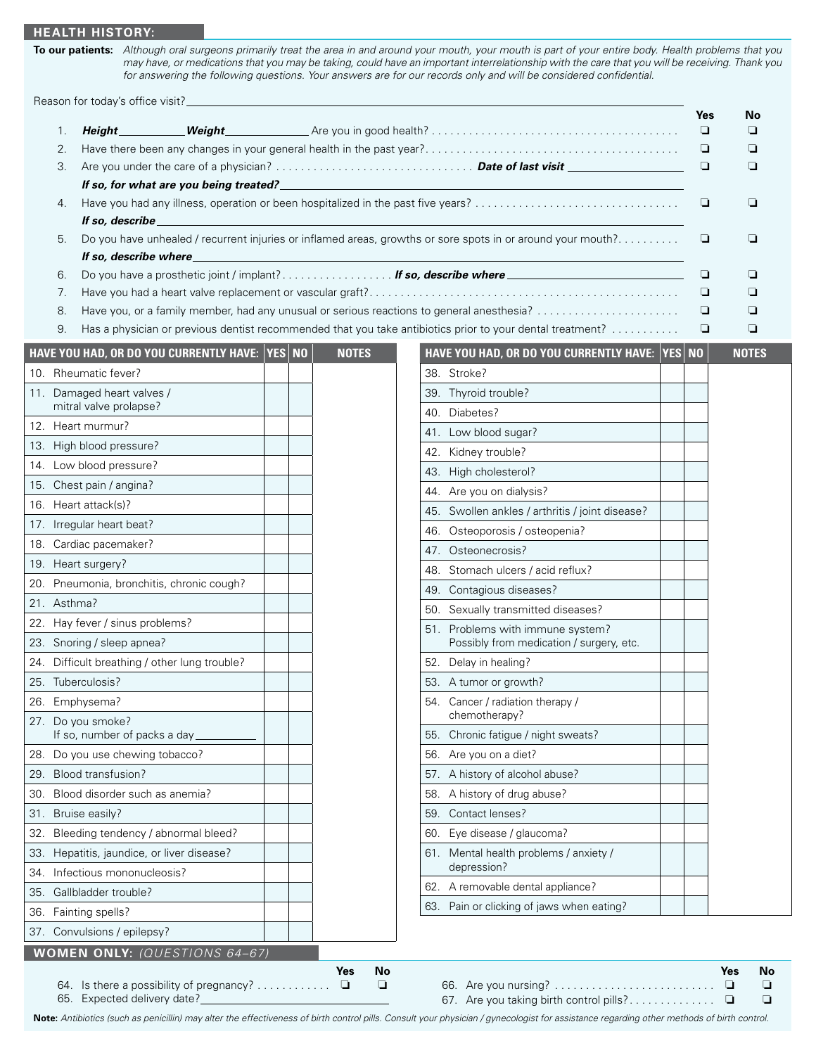## HEALTH HISTORY:

**To our patients:** *Although oral surgeons primarily treat the area in and around your mouth, your mouth is part of your entire body. Health problems that you may have, or medications that you may be taking, could have an important interrelationship with the care that you will be receiving. Thank you for answering the following questions. Your answers are for our records only and will be considered confidential.*

Reason for today's office visit? ______________________________

| | | Yes | No |
|---|---|---|---|
| 1. | ***Height*** __________ ***Weight*** __________ Are you in good health? | ❑ | ❑ |
| 2. | Have there been any changes in your general health in the past year? | ❑ | ❑ |
| 3. | Are you under the care of a physician? ***Date of last visit*** __________ | ❑ | ❑ |
| | ***If so, for what are you being treated?*** __________ | | |
| 4. | Have you had any illness, operation or been hospitalized in the past five years? | ❑ | ❑ |
| | ***If so, describe*** __________ | | |
| 5. | Do you have unhealed / recurrent injuries or inflamed areas, growths or sore spots in or around your mouth? | ❑ | ❑ |
| | ***If so, describe where*** __________ | | |
| 6. | Do you have a prosthetic joint / implant? ***If so, describe where*** __________ | ❑ | ❑ |
| 7. | Have you had a heart valve replacement or vascular graft? | ❑ | ❑ |
| 8. | Have you, or a family member, had any unusual or serious reactions to general anesthesia? | ❑ | ❑ |
| 9. | Has a physician or previous dentist recommended that you take antibiotics prior to your dental treatment? | ❑ | ❑ |

| HAVE YOU HAD, OR DO YOU CURRENTLY HAVE: | YES | NO | NOTES |
|---|---|---|---|
| 10. Rheumatic fever? | | | |
| 11. Damaged heart valves / mitral valve prolapse? | | | |
| 12. Heart murmur? | | | |
| 13. High blood pressure? | | | |
| 14. Low blood pressure? | | | |
| 15. Chest pain / angina? | | | |
| 16. Heart attack(s)? | | | |
| 17. Irregular heart beat? | | | |
| 18. Cardiac pacemaker? | | | |
| 19. Heart surgery? | | | |
| 20. Pneumonia, bronchitis, chronic cough? | | | |
| 21. Asthma? | | | |
| 22. Hay fever / sinus problems? | | | |
| 23. Snoring / sleep apnea? | | | |
| 24. Difficult breathing / other lung trouble? | | | |
| 25. Tuberculosis? | | | |
| 26. Emphysema? | | | |
| 27. Do you smoke? If so, number of packs a day __________ | | | |
| 28. Do you use chewing tobacco? | | | |
| 29. Blood transfusion? | | | |
| 30. Blood disorder such as anemia? | | | |
| 31. Bruise easily? | | | |
| 32. Bleeding tendency / abnormal bleed? | | | |
| 33. Hepatitis, jaundice, or liver disease? | | | |
| 34. Infectious mononucleosis? | | | |
| 35. Gallbladder trouble? | | | |
| 36. Fainting spells? | | | |
| 37. Convulsions / epilepsy? | | | |
| 38. Stroke? | | | |
| 39. Thyroid trouble? | | | |
| 40. Diabetes? | | | |
| 41. Low blood sugar? | | | |
| 42. Kidney trouble? | | | |
| 43. High cholesterol? | | | |
| 44. Are you on dialysis? | | | |
| 45. Swollen ankles / arthritis / joint disease? | | | |
| 46. Osteoporosis / osteopenia? | | | |
| 47. Osteonecrosis? | | | |
| 48. Stomach ulcers / acid reflux? | | | |
| 49. Contagious diseases? | | | |
| 50. Sexually transmitted diseases? | | | |
| 51. Problems with immune system? Possibly from medication / surgery, etc. | | | |
| 52. Delay in healing? | | | |
| 53. A tumor or growth? | | | |
| 54. Cancer / radiation therapy / chemotherapy? | | | |
| 55. Chronic fatigue / night sweats? | | | |
| 56. Are you on a diet? | | | |
| 57. A history of alcohol abuse? | | | |
| 58. A history of drug abuse? | | | |
| 59. Contact lenses? | | | |
| 60. Eye disease / glaucoma? | | | |
| 61. Mental health problems / anxiety / depression? | | | |
| 62. A removable dental appliance? | | | |
| 63. Pain or clicking of jaws when eating? | | | |

## WOMEN ONLY: *(QUESTIONS 64–67)*

| | Yes | No |
|---|---|---|
| 64. Is there a possibility of pregnancy? | ❑ | ❑ |
| 65. Expected delivery date? __________ | | |
| 66. Are you nursing? | ❑ | ❑ |
| 67. Are you taking birth control pills? | ❑ | ❑ |

**Note:** *Antibiotics (such as penicillin) may alter the effectiveness of birth control pills. Consult your physician / gynecologist for assistance regarding other methods of birth control.*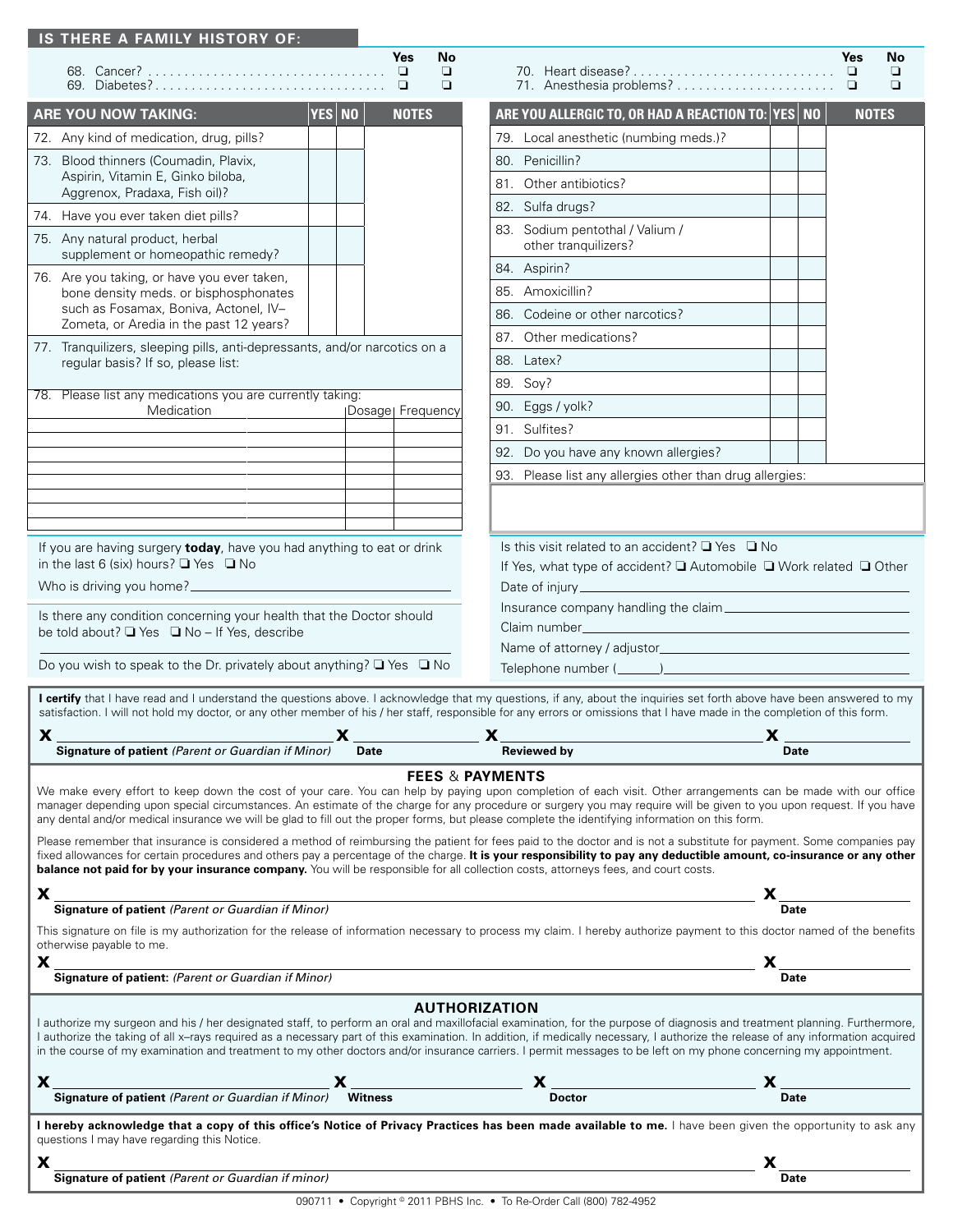## IS THERE A FAMILY HISTORY OF:

| | Yes | No |
|---|---|---|
| 68. Cancer? | ❑ | ❑ |
| 69. Diabetes? | ❑ | ❑ |
| 70. Heart disease? | ❑ | ❑ |
| 71. Anesthesia problems? | ❑ | ❑ |

| ARE YOU NOW TAKING: | YES | NO | NOTES |
|---|---|---|---|
| 72. Any kind of medication, drug, pills? | | | |
| 73. Blood thinners (Coumadin, Plavix, Aspirin, Vitamin E, Ginko biloba, Aggrenox, Pradaxa, Fish oil)? | | | |
| 74. Have you ever taken diet pills? | | | |
| 75. Any natural product, herbal supplement or homeopathic remedy? | | | |
| 76. Are you taking, or have you ever taken, bone density meds. or bisphosphonates such as Fosamax, Boniva, Actonel, IV–Zometa, or Aredia in the past 12 years? | | | |

77. Tranquilizers, sleeping pills, anti-depressants, and/or narcotics on a regular basis? If so, please list:

78. Please list any medications you are currently taking:

| Medication | | Dosage | Frequency |
|---|---|---|---|
| | | | |
| | | | |
| | | | |
| | | | |
| | | | |
| | | | |
| | | | |
| | | | |

| ARE YOU ALLERGIC TO, OR HAD A REACTION TO: | YES | NO | NOTES |
|---|---|---|---|
| 79. Local anesthetic (numbing meds.)? | | | |
| 80. Penicillin? | | | |
| 81. Other antibiotics? | | | |
| 82. Sulfa drugs? | | | |
| 83. Sodium pentothal / Valium / other tranquilizers? | | | |
| 84. Aspirin? | | | |
| 85. Amoxicillin? | | | |
| 86. Codeine or other narcotics? | | | |
| 87. Other medications? | | | |
| 88. Latex? | | | |
| 89. Soy? | | | |
| 90. Eggs / yolk? | | | |
| 91. Sulfites? | | | |
| 92. Do you have any known allergies? | | | |

93. Please list any allergies other than drug allergies:

If you are having surgery **today**, have you had anything to eat or drink in the last 6 (six) hours? ❑ Yes ❑ No

Who is driving you home? ______________________

Is there any condition concerning your health that the Doctor should be told about? ❑ Yes ❑ No – If Yes, describe ______________________

Do you wish to speak to the Dr. privately about anything? ❑ Yes ❑ No

Is this visit related to an accident? ❑ Yes ❑ No

If Yes, what type of accident? ❑ Automobile ❑ Work related ❑ Other

Date of injury ______________________

Insurance company handling the claim ______________________

Claim number ______________________

Name of attorney / adjustor ______________________

Telephone number (______) ______________________

**I certify** that I have read and I understand the questions above. I acknowledge that my questions, if any, about the inquiries set forth above have been answered to my satisfaction. I will not hold my doctor, or any other member of his / her staff, responsible for any errors or omissions that I have made in the completion of this form.

X ______________________ X ____________ X ______________________ X ____________
**Signature of patient** *(Parent or Guardian if Minor)* **Date** **Reviewed by** **Date**

## FEES & PAYMENTS

We make every effort to keep down the cost of your care. You can help by paying upon completion of each visit. Other arrangements can be made with our office manager depending upon special circumstances. An estimate of the charge for any procedure or surgery you may require will be given to you upon request. If you have any dental and/or medical insurance we will be glad to fill out the proper forms, but please complete the identifying information on this form.

Please remember that insurance is considered a method of reimbursing the patient for fees paid to the doctor and is not a substitute for payment. Some companies pay fixed allowances for certain procedures and others pay a percentage of the charge. **It is your responsibility to pay any deductible amount, co-insurance or any other balance not paid for by your insurance company.** You will be responsible for all collection costs, attorneys fees, and court costs.

X ______________________ X ____________
**Signature of patient** *(Parent or Guardian if Minor)* **Date**

This signature on file is my authorization for the release of information necessary to process my claim. I hereby authorize payment to this doctor named of the benefits otherwise payable to me.

X ______________________ X ____________
**Signature of patient:** *(Parent or Guardian if Minor)* **Date**

## AUTHORIZATION

I authorize my surgeon and his / her designated staff, to perform an oral and maxillofacial examination, for the purpose of diagnosis and treatment planning. Furthermore, I authorize the taking of all x–rays required as a necessary part of this examination. In addition, if medically necessary, I authorize the release of any information acquired in the course of my examination and treatment to my other doctors and/or insurance carriers. I permit messages to be left on my phone concerning my appointment.

X ______________________ X ____________ X ______________________ X ____________
**Signature of patient** *(Parent or Guardian if Minor)* **Witness** **Doctor** **Date**

**I hereby acknowledge that a copy of this office's Notice of Privacy Practices has been made available to me.** I have been given the opportunity to ask any questions I may have regarding this Notice.

X ______________________ X ____________
**Signature of patient** *(Parent or Guardian if minor)* **Date**

090711 • Copyright © 2011 PBHS Inc. • To Re-Order Call (800) 782-4952